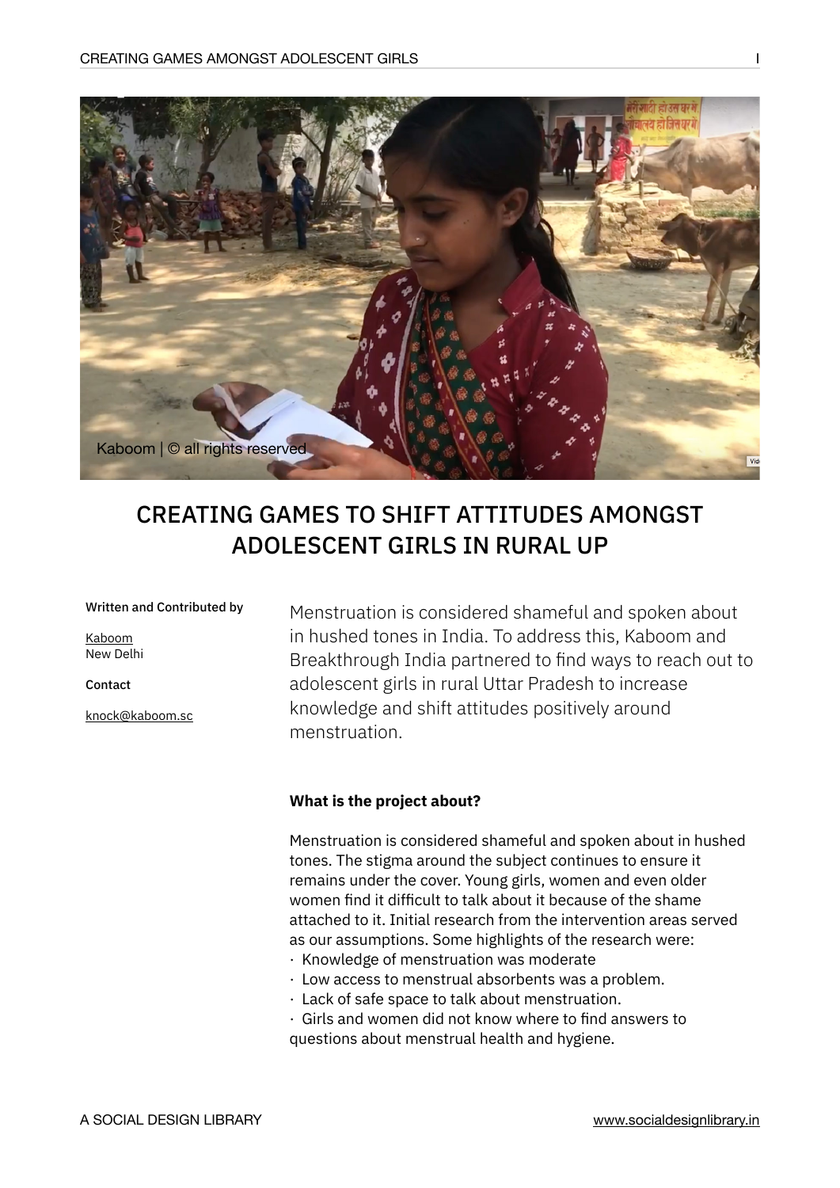Kaboom | © all rights reserved

# CREATING GAMES TO SHIFT ATTITUDES AMONGST ADOLESCENT GIRLS IN RURAL UP

**Written and Contributed by**

Kaboom
New Delhi

**Contact**

knock@kaboom.sc

Menstruation is considered shameful and spoken about in hushed tones in India. To address this, Kaboom and Breakthrough India partnered to find ways to reach out to adolescent girls in rural Uttar Pradesh to increase knowledge and shift attitudes positively around menstruation.

**What is the project about?**

Menstruation is considered shameful and spoken about in hushed tones. The stigma around the subject continues to ensure it remains under the cover. Young girls, women and even older women find it difficult to talk about it because of the shame attached to it. Initial research from the intervention areas served as our assumptions. Some highlights of the research were:

- Knowledge of menstruation was moderate
- Low access to menstrual absorbents was a problem.
- Lack of safe space to talk about menstruation.
- Girls and women did not know where to find answers to questions about menstrual health and hygiene.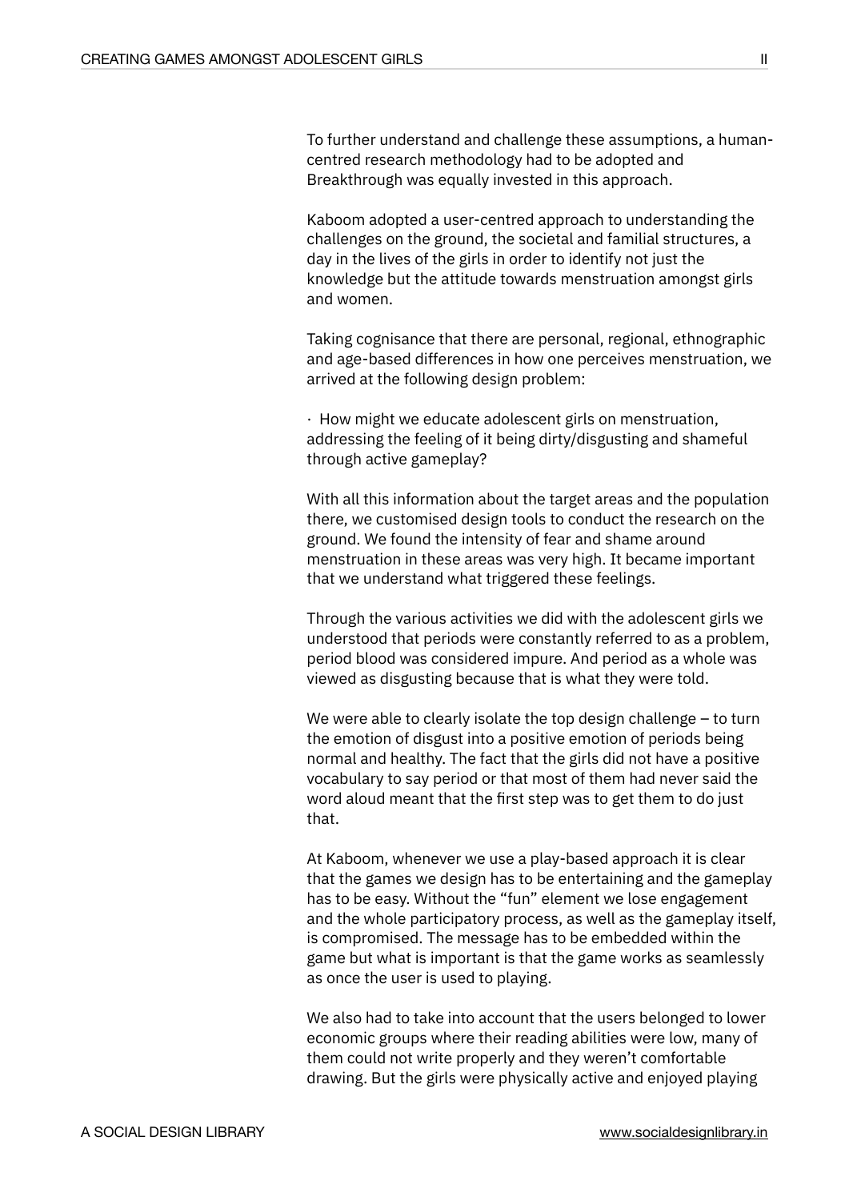To further understand and challenge these assumptions, a human-centred research methodology had to be adopted and Breakthrough was equally invested in this approach.

Kaboom adopted a user-centred approach to understanding the challenges on the ground, the societal and familial structures, a day in the lives of the girls in order to identify not just the knowledge but the attitude towards menstruation amongst girls and women.

Taking cognisance that there are personal, regional, ethnographic and age-based differences in how one perceives menstruation, we arrived at the following design problem:

· How might we educate adolescent girls on menstruation, addressing the feeling of it being dirty/disgusting and shameful through active gameplay?

With all this information about the target areas and the population there, we customised design tools to conduct the research on the ground. We found the intensity of fear and shame around menstruation in these areas was very high. It became important that we understand what triggered these feelings.

Through the various activities we did with the adolescent girls we understood that periods were constantly referred to as a problem, period blood was considered impure. And period as a whole was viewed as disgusting because that is what they were told.

We were able to clearly isolate the top design challenge – to turn the emotion of disgust into a positive emotion of periods being normal and healthy. The fact that the girls did not have a positive vocabulary to say period or that most of them had never said the word aloud meant that the first step was to get them to do just that.

At Kaboom, whenever we use a play-based approach it is clear that the games we design has to be entertaining and the gameplay has to be easy. Without the "fun" element we lose engagement and the whole participatory process, as well as the gameplay itself, is compromised. The message has to be embedded within the game but what is important is that the game works as seamlessly as once the user is used to playing.

We also had to take into account that the users belonged to lower economic groups where their reading abilities were low, many of them could not write properly and they weren't comfortable drawing. But the girls were physically active and enjoyed playing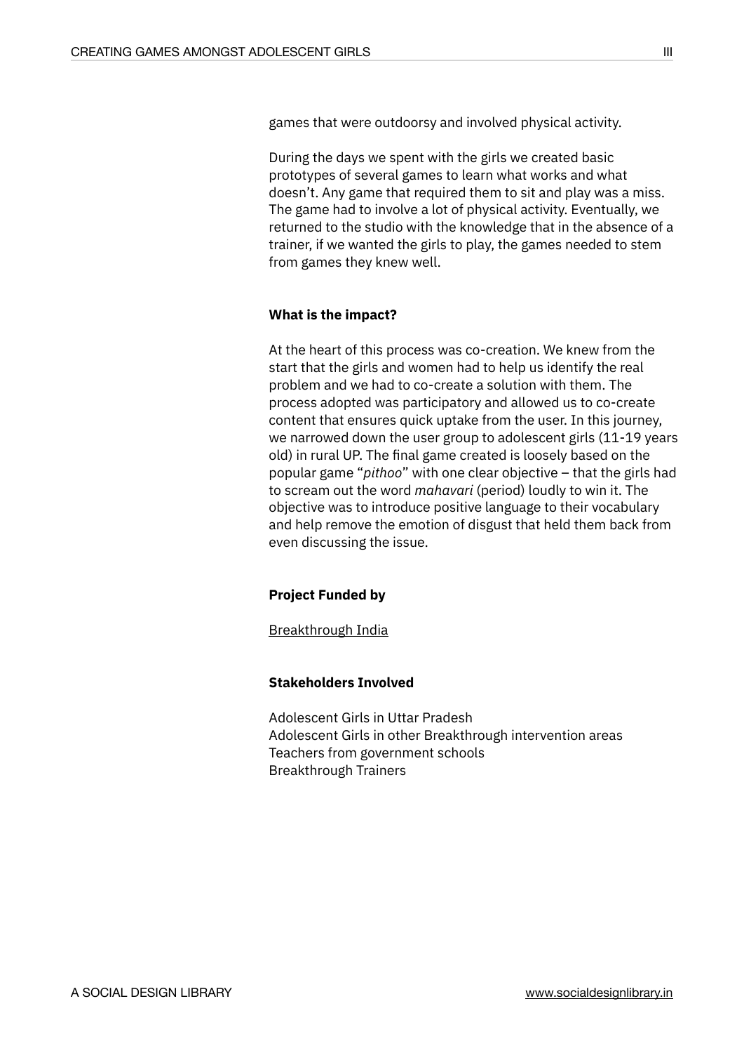games that were outdoorsy and involved physical activity.

During the days we spent with the girls we created basic prototypes of several games to learn what works and what doesn't. Any game that required them to sit and play was a miss. The game had to involve a lot of physical activity. Eventually, we returned to the studio with the knowledge that in the absence of a trainer, if we wanted the girls to play, the games needed to stem from games they knew well.

**What is the impact?**

At the heart of this process was co-creation. We knew from the start that the girls and women had to help us identify the real problem and we had to co-create a solution with them. The process adopted was participatory and allowed us to co-create content that ensures quick uptake from the user. In this journey, we narrowed down the user group to adolescent girls (11-19 years old) in rural UP. The final game created is loosely based on the popular game "*pithoo*" with one clear objective – that the girls had to scream out the word *mahavari* (period) loudly to win it. The objective was to introduce positive language to their vocabulary and help remove the emotion of disgust that held them back from even discussing the issue.

**Project Funded by**

Breakthrough India

**Stakeholders Involved**

Adolescent Girls in Uttar Pradesh
Adolescent Girls in other Breakthrough intervention areas
Teachers from government schools
Breakthrough Trainers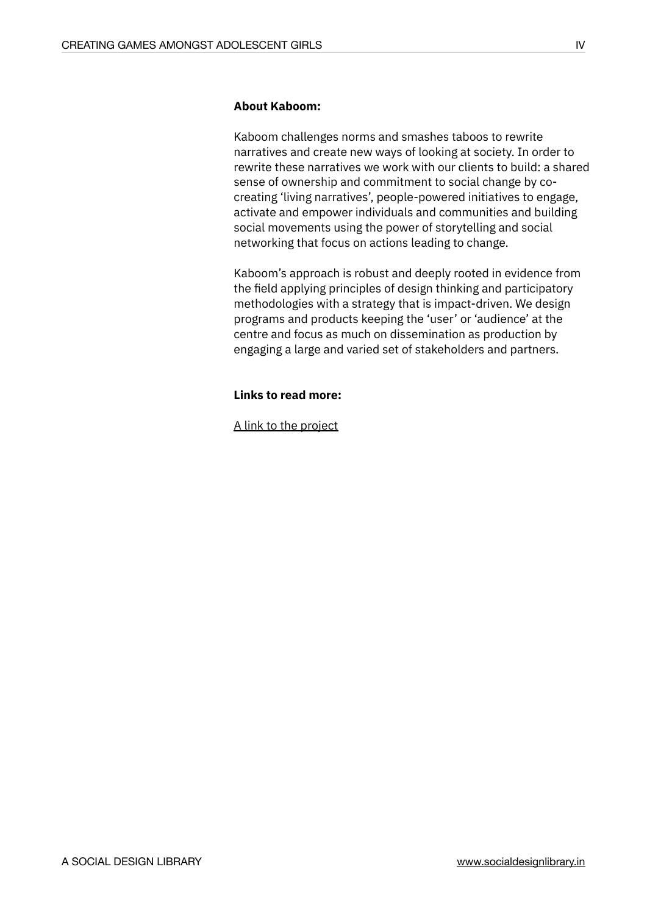**About Kaboom:**

Kaboom challenges norms and smashes taboos to rewrite narratives and create new ways of looking at society. In order to rewrite these narratives we work with our clients to build: a shared sense of ownership and commitment to social change by co-creating 'living narratives', people-powered initiatives to engage, activate and empower individuals and communities and building social movements using the power of storytelling and social networking that focus on actions leading to change.

Kaboom's approach is robust and deeply rooted in evidence from the field applying principles of design thinking and participatory methodologies with a strategy that is impact-driven. We design programs and products keeping the 'user' or 'audience' at the centre and focus as much on dissemination as production by engaging a large and varied set of stakeholders and partners.

**Links to read more:**

A link to the project